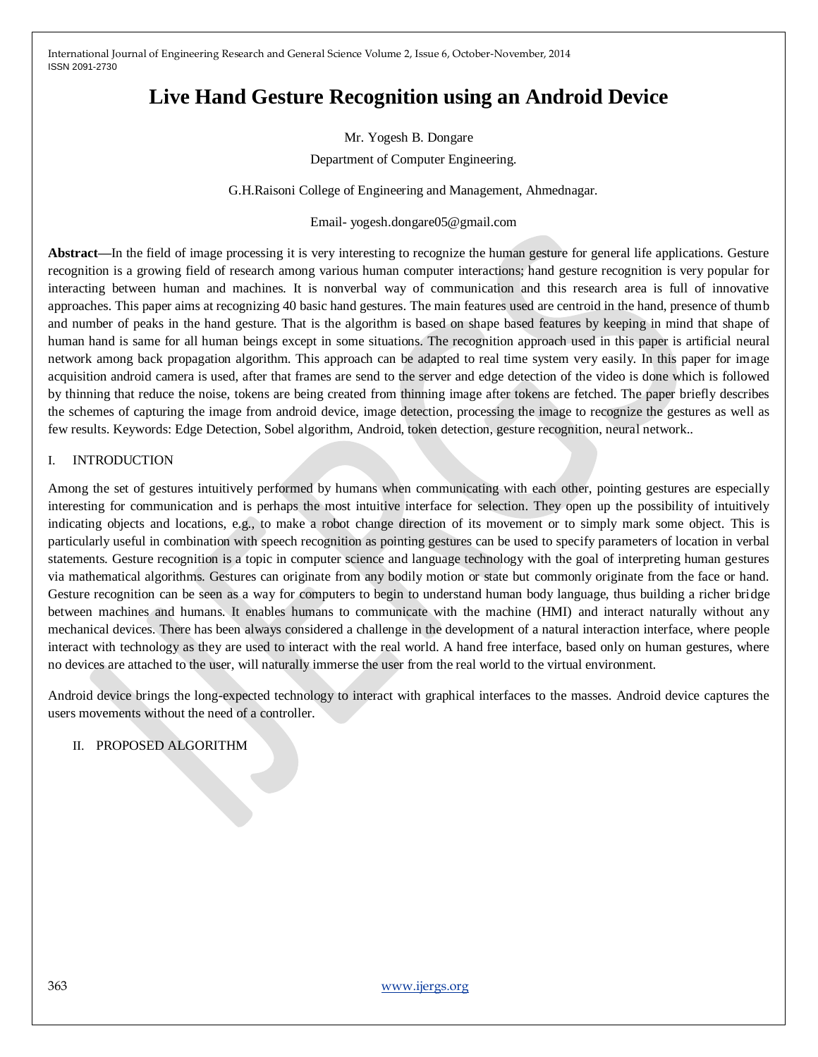# Live Hand Gesture Recognition using an Android Device

Mr. Yogesh B. Dongare

Department of Computer Engineering.

G.H.Raisoni College of Engineering and Management, Ahmednagar.

Email- yogesh.dongare05@gmail.com

**Abstract—**In the field of image processing it is very interesting to recognize the human gesture for general life applications. Gesture recognition is a growing field of research among various human computer interactions; hand gesture recognition is very popular for interacting between human and machines. It is nonverbal way of communication and this research area is full of innovative approaches. This paper aims at recognizing 40 basic hand gestures. The main features used are centroid in the hand, presence of thumb and number of peaks in the hand gesture. That is the algorithm is based on shape based features by keeping in mind that shape of human hand is same for all human beings except in some situations. The recognition approach used in this paper is artificial neural network among back propagation algorithm. This approach can be adapted to real time system very easily. In this paper for image acquisition android camera is used, after that frames are send to the server and edge detection of the video is done which is followed by thinning that reduce the noise, tokens are being created from thinning image after tokens are fetched. The paper briefly describes the schemes of capturing the image from android device, image detection, processing the image to recognize the gestures as well as few results. Keywords: Edge Detection, Sobel algorithm, Android, token detection, gesture recognition, neural network..

## I. INTRODUCTION

Among the set of gestures intuitively performed by humans when communicating with each other, pointing gestures are especially interesting for communication and is perhaps the most intuitive interface for selection. They open up the possibility of intuitively indicating objects and locations, e.g., to make a robot change direction of its movement or to simply mark some object. This is particularly useful in combination with speech recognition as pointing gestures can be used to specify parameters of location in verbal statements. Gesture recognition is a topic in computer science and language technology with the goal of interpreting human gestures via mathematical algorithms. Gestures can originate from any bodily motion or state but commonly originate from the face or hand. Gesture recognition can be seen as a way for computers to begin to understand human body language, thus building a richer bridge between machines and humans. It enables humans to communicate with the machine (HMI) and interact naturally without any mechanical devices. There has been always considered a challenge in the development of a natural interaction interface, where people interact with technology as they are used to interact with the real world. A hand free interface, based only on human gestures, where no devices are attached to the user, will naturally immerse the user from the real world to the virtual environment.

Android device brings the long-expected technology to interact with graphical interfaces to the masses. Android device captures the users movements without the need of a controller.

## II. PROPOSED ALGORITHM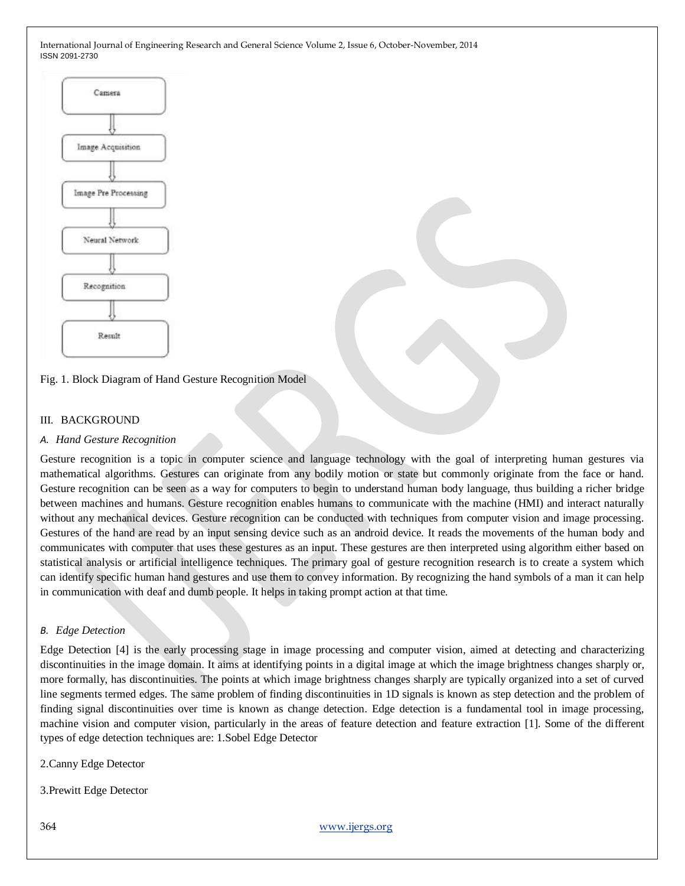Camera

Image Acquisition

Image Pre Processing

Neural Network

Recognition

Result

Fig. 1. Block Diagram of Hand Gesture Recognition Model

## III. BACKGROUND

### *A. Hand Gesture Recognition*

Gesture recognition is a topic in computer science and language technology with the goal of interpreting human gestures via mathematical algorithms. Gestures can originate from any bodily motion or state but commonly originate from the face or hand. Gesture recognition can be seen as a way for computers to begin to understand human body language, thus building a richer bridge between machines and humans. Gesture recognition enables humans to communicate with the machine (HMI) and interact naturally without any mechanical devices. Gesture recognition can be conducted with techniques from computer vision and image processing. Gestures of the hand are read by an input sensing device such as an android device. It reads the movements of the human body and communicates with computer that uses these gestures as an input. These gestures are then interpreted using algorithm either based on statistical analysis or artificial intelligence techniques. The primary goal of gesture recognition research is to create a system which can identify specific human hand gestures and use them to convey information. By recognizing the hand symbols of a man it can help in communication with deaf and dumb people. It helps in taking prompt action at that time.

### *B. Edge Detection*

Edge Detection [4] is the early processing stage in image processing and computer vision, aimed at detecting and characterizing discontinuities in the image domain. It aims at identifying points in a digital image at which the image brightness changes sharply or, more formally, has discontinuities. The points at which image brightness changes sharply are typically organized into a set of curved line segments termed edges. The same problem of finding discontinuities in 1D signals is known as step detection and the problem of finding signal discontinuities over time is known as change detection. Edge detection is a fundamental tool in image processing, machine vision and computer vision, particularly in the areas of feature detection and feature extraction [1]. Some of the different types of edge detection techniques are: 1.Sobel Edge Detector

2.Canny Edge Detector

3.Prewitt Edge Detector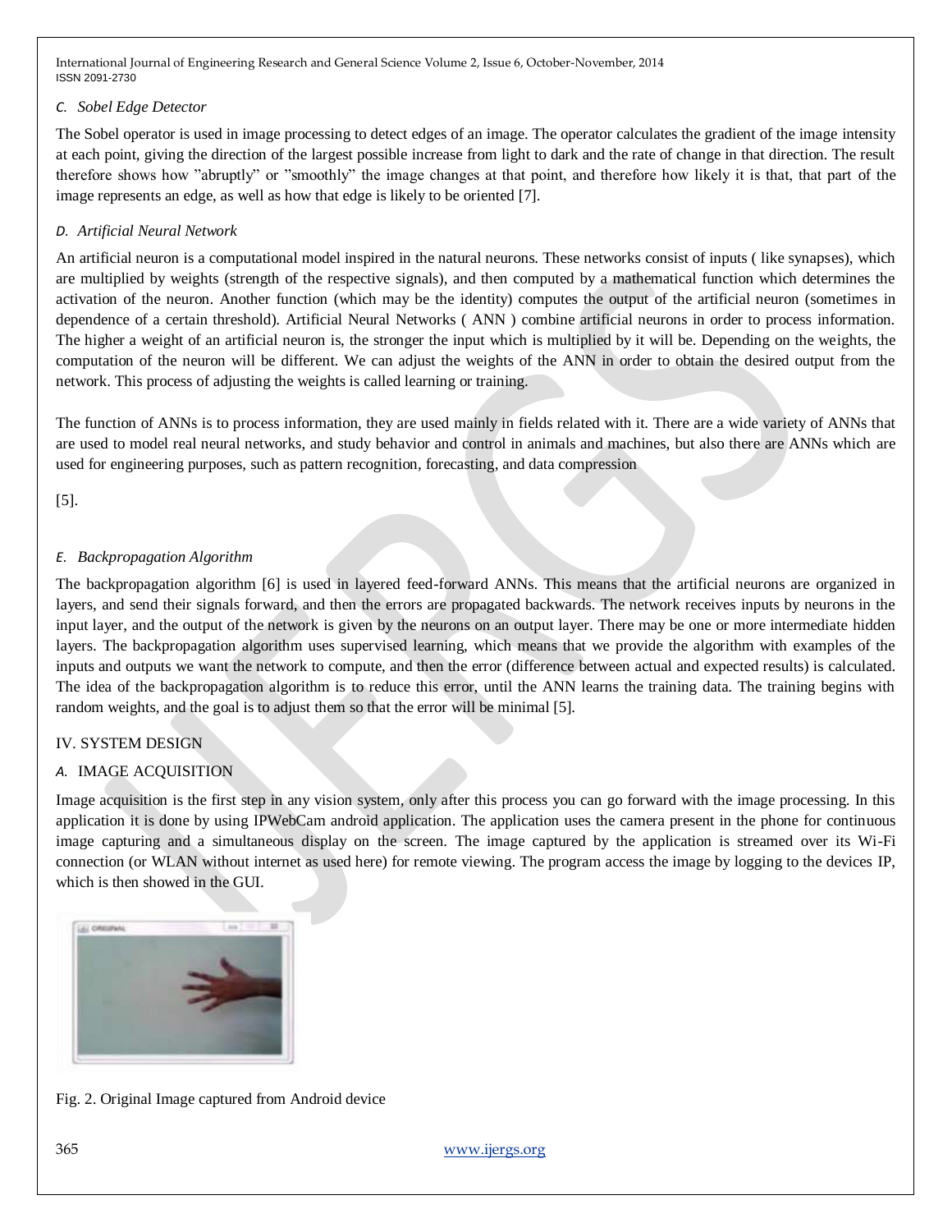### *C. Sobel Edge Detector*

The Sobel operator is used in image processing to detect edges of an image. The operator calculates the gradient of the image intensity at each point, giving the direction of the largest possible increase from light to dark and the rate of change in that direction. The result therefore shows how "abruptly" or "smoothly" the image changes at that point, and therefore how likely it is that, that part of the image represents an edge, as well as how that edge is likely to be oriented [7].

### *D. Artificial Neural Network*

An artificial neuron is a computational model inspired in the natural neurons. These networks consist of inputs ( like synapses), which are multiplied by weights (strength of the respective signals), and then computed by a mathematical function which determines the activation of the neuron. Another function (which may be the identity) computes the output of the artificial neuron (sometimes in dependence of a certain threshold). Artificial Neural Networks ( ANN ) combine artificial neurons in order to process information. The higher a weight of an artificial neuron is, the stronger the input which is multiplied by it will be. Depending on the weights, the computation of the neuron will be different. We can adjust the weights of the ANN in order to obtain the desired output from the network. This process of adjusting the weights is called learning or training.

The function of ANNs is to process information, they are used mainly in fields related with it. There are a wide variety of ANNs that are used to model real neural networks, and study behavior and control in animals and machines, but also there are ANNs which are used for engineering purposes, such as pattern recognition, forecasting, and data compression

[5].

### *E. Backpropagation Algorithm*

The backpropagation algorithm [6] is used in layered feed-forward ANNs. This means that the artificial neurons are organized in layers, and send their signals forward, and then the errors are propagated backwards. The network receives inputs by neurons in the input layer, and the output of the network is given by the neurons on an output layer. There may be one or more intermediate hidden layers. The backpropagation algorithm uses supervised learning, which means that we provide the algorithm with examples of the inputs and outputs we want the network to compute, and then the error (difference between actual and expected results) is calculated. The idea of the backpropagation algorithm is to reduce this error, until the ANN learns the training data. The training begins with random weights, and the goal is to adjust them so that the error will be minimal [5].

## IV. SYSTEM DESIGN

### *A.* IMAGE ACQUISITION

Image acquisition is the first step in any vision system, only after this process you can go forward with the image processing. In this application it is done by using IPWebCam android application. The application uses the camera present in the phone for continuous image capturing and a simultaneous display on the screen. The image captured by the application is streamed over its Wi-Fi connection (or WLAN without internet as used here) for remote viewing. The program access the image by logging to the devices IP, which is then showed in the GUI.

Fig. 2. Original Image captured from Android device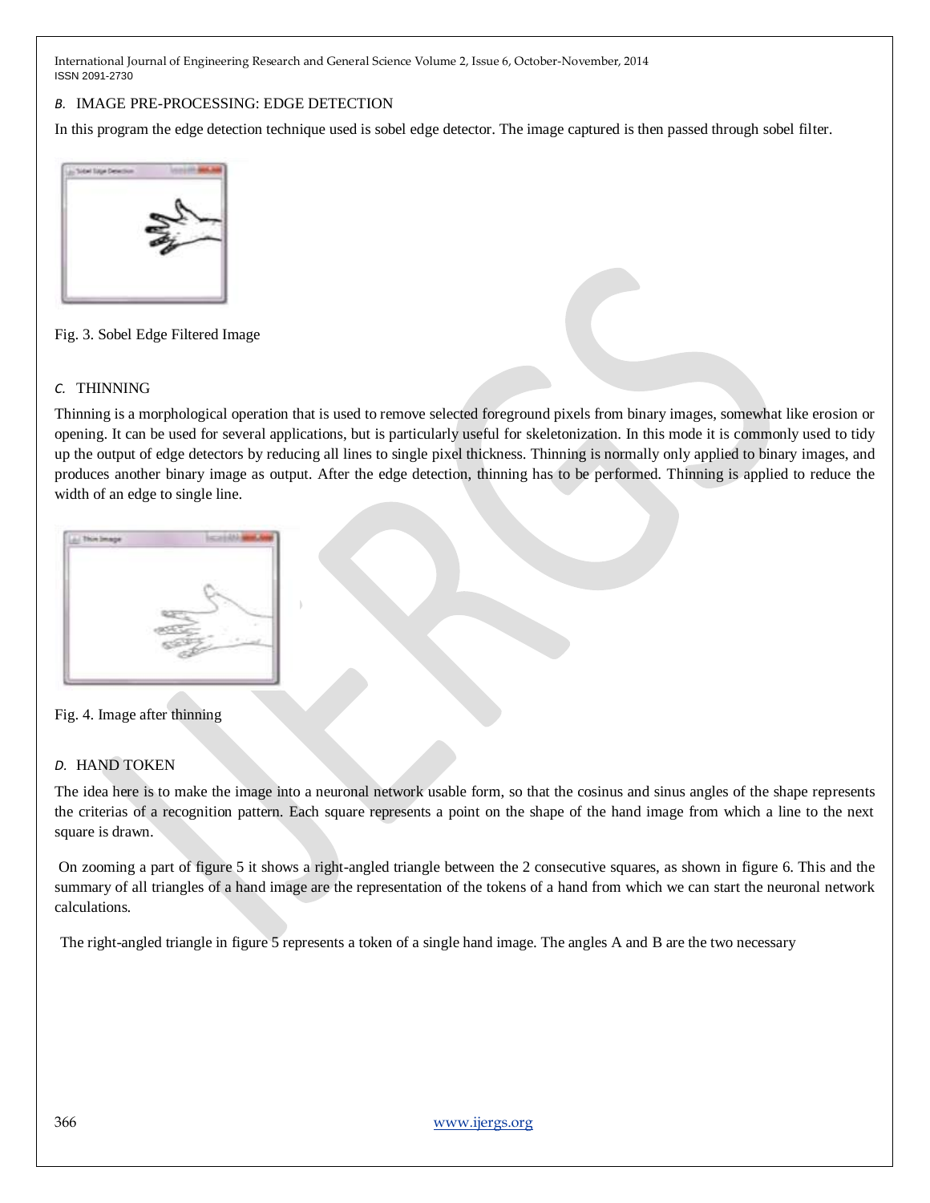*B.* IMAGE PRE-PROCESSING: EDGE DETECTION

In this program the edge detection technique used is sobel edge detector. The image captured is then passed through sobel filter.

Fig. 3. Sobel Edge Filtered Image

*C.* THINNING

Thinning is a morphological operation that is used to remove selected foreground pixels from binary images, somewhat like erosion or opening. It can be used for several applications, but is particularly useful for skeletonization. In this mode it is commonly used to tidy up the output of edge detectors by reducing all lines to single pixel thickness. Thinning is normally only applied to binary images, and produces another binary image as output. After the edge detection, thinning has to be performed. Thinning is applied to reduce the width of an edge to single line.

Fig. 4. Image after thinning

*D.* HAND TOKEN

The idea here is to make the image into a neuronal network usable form, so that the cosinus and sinus angles of the shape represents the criterias of a recognition pattern. Each square represents a point on the shape of the hand image from which a line to the next square is drawn.

On zooming a part of figure 5 it shows a right-angled triangle between the 2 consecutive squares, as shown in figure 6. This and the summary of all triangles of a hand image are the representation of the tokens of a hand from which we can start the neuronal network calculations.

The right-angled triangle in figure 5 represents a token of a single hand image. The angles A and B are the two necessary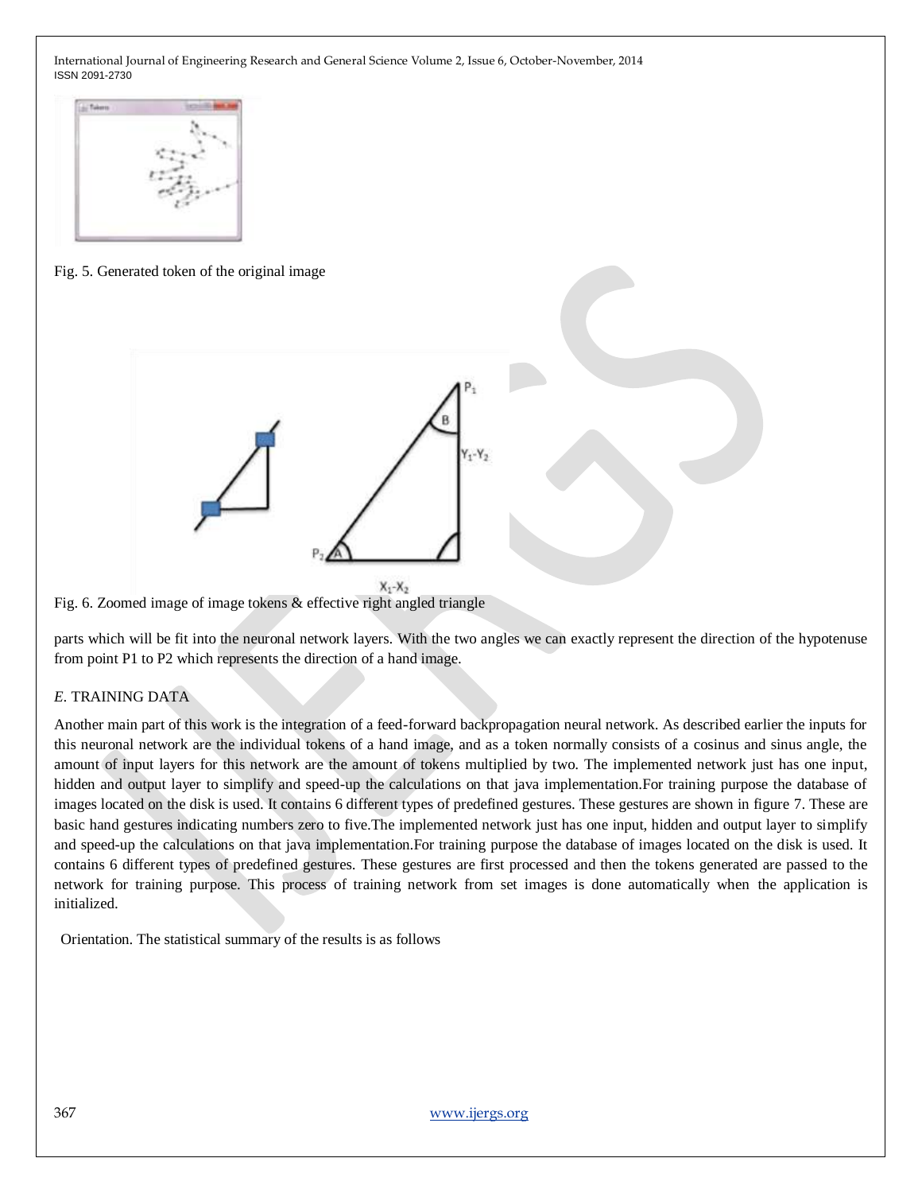Fig. 5. Generated token of the original image

Fig. 6. Zoomed image of image tokens & effective right angled triangle

parts which will be fit into the neuronal network layers. With the two angles we can exactly represent the direction of the hypotenuse from point P1 to P2 which represents the direction of a hand image.

### *E*. TRAINING DATA

Another main part of this work is the integration of a feed-forward backpropagation neural network. As described earlier the inputs for this neuronal network are the individual tokens of a hand image, and as a token normally consists of a cosinus and sinus angle, the amount of input layers for this network are the amount of tokens multiplied by two. The implemented network just has one input, hidden and output layer to simplify and speed-up the calculations on that java implementation.For training purpose the database of images located on the disk is used. It contains 6 different types of predefined gestures. These gestures are shown in figure 7. These are basic hand gestures indicating numbers zero to five.The implemented network just has one input, hidden and output layer to simplify and speed-up the calculations on that java implementation.For training purpose the database of images located on the disk is used. It contains 6 different types of predefined gestures. These gestures are first processed and then the tokens generated are passed to the network for training purpose. This process of training network from set images is done automatically when the application is initialized.

Orientation. The statistical summary of the results is as follows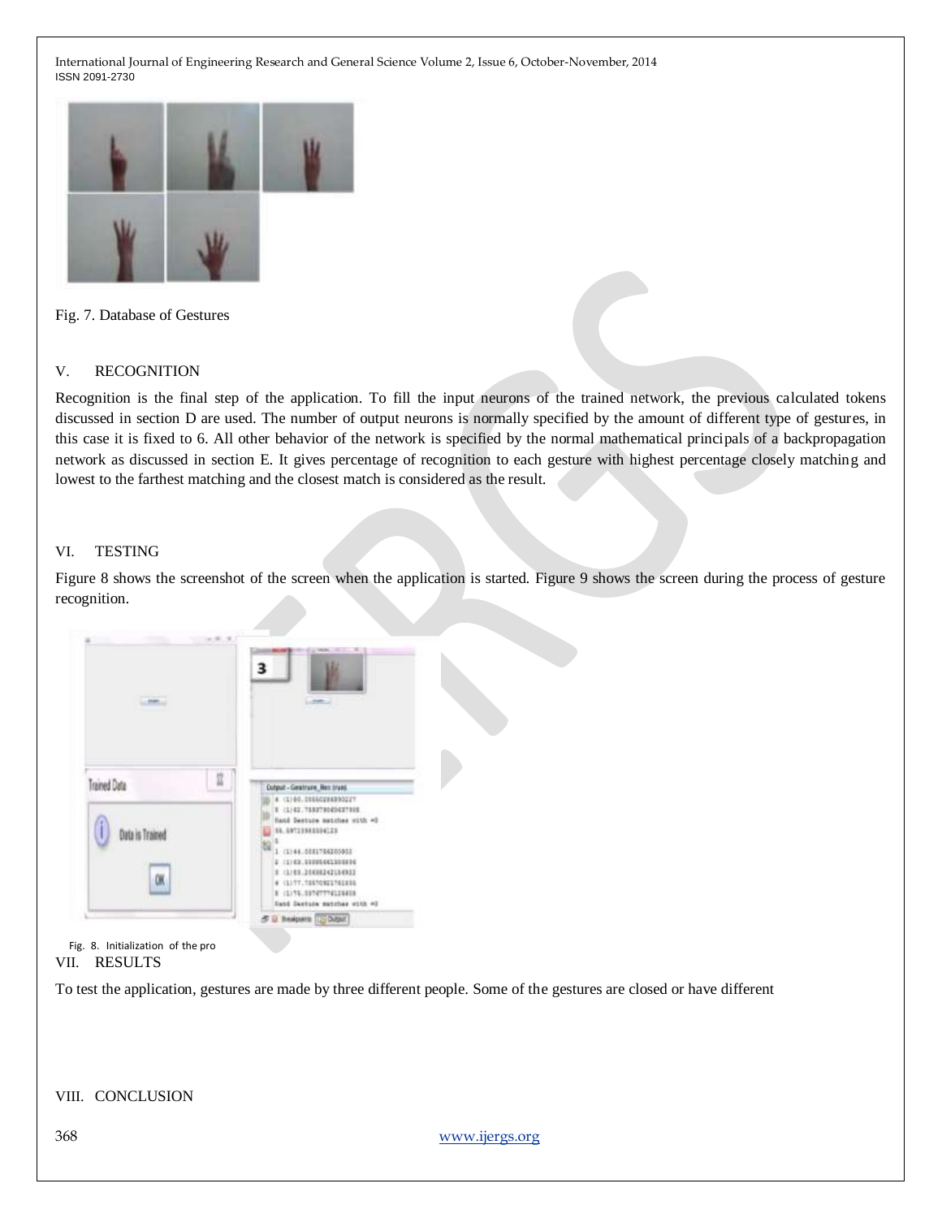Fig. 7. Database of Gestures

## V. RECOGNITION

Recognition is the final step of the application. To fill the input neurons of the trained network, the previous calculated tokens discussed in section D are used. The number of output neurons is normally specified by the amount of different type of gestures, in this case it is fixed to 6. All other behavior of the network is specified by the normal mathematical principals of a backpropagation network as discussed in section E. It gives percentage of recognition to each gesture with highest percentage closely matching and lowest to the farthest matching and the closest match is considered as the result.

## VI. TESTING

Figure 8 shows the screenshot of the screen when the application is started. Figure 9 shows the screen during the process of gesture recognition.

Fig. 8. Initialization of the pro

## VII. RESULTS

To test the application, gestures are made by three different people. Some of the gestures are closed or have different

## VIII. CONCLUSION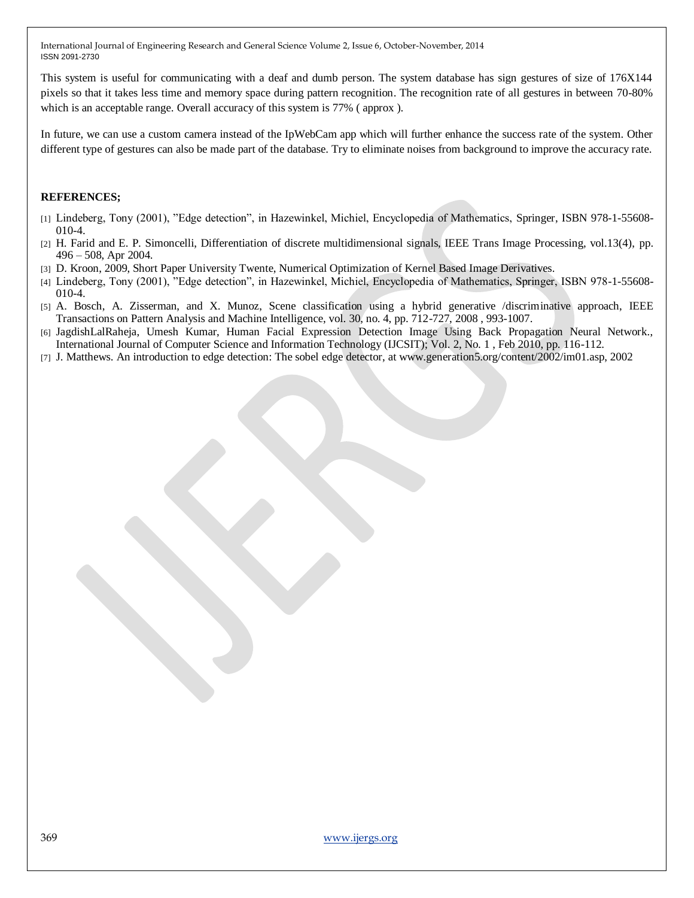This system is useful for communicating with a deaf and dumb person. The system database has sign gestures of size of 176X144 pixels so that it takes less time and memory space during pattern recognition. The recognition rate of all gestures in between 70-80% which is an acceptable range. Overall accuracy of this system is 77% ( approx ).

In future, we can use a custom camera instead of the IpWebCam app which will further enhance the success rate of the system. Other different type of gestures can also be made part of the database. Try to eliminate noises from background to improve the accuracy rate.

**REFERENCES;**

[1] Lindeberg, Tony (2001), "Edge detection", in Hazewinkel, Michiel, Encyclopedia of Mathematics, Springer, ISBN 978-1-55608-010-4.

[2] H. Farid and E. P. Simoncelli, Differentiation of discrete multidimensional signals, IEEE Trans Image Processing, vol.13(4), pp. 496 – 508, Apr 2004.

[3] D. Kroon, 2009, Short Paper University Twente, Numerical Optimization of Kernel Based Image Derivatives.

[4] Lindeberg, Tony (2001), "Edge detection", in Hazewinkel, Michiel, Encyclopedia of Mathematics, Springer, ISBN 978-1-55608-010-4.

[5] A. Bosch, A. Zisserman, and X. Munoz, Scene classification using a hybrid generative /discriminative approach, IEEE Transactions on Pattern Analysis and Machine Intelligence, vol. 30, no. 4, pp. 712-727, 2008 , 993-1007.

[6] JagdishLalRaheja, Umesh Kumar, Human Facial Expression Detection Image Using Back Propagation Neural Network., International Journal of Computer Science and Information Technology (IJCSIT); Vol. 2, No. 1 , Feb 2010, pp. 116-112.

[7] J. Matthews. An introduction to edge detection: The sobel edge detector, at www.generation5.org/content/2002/im01.asp, 2002